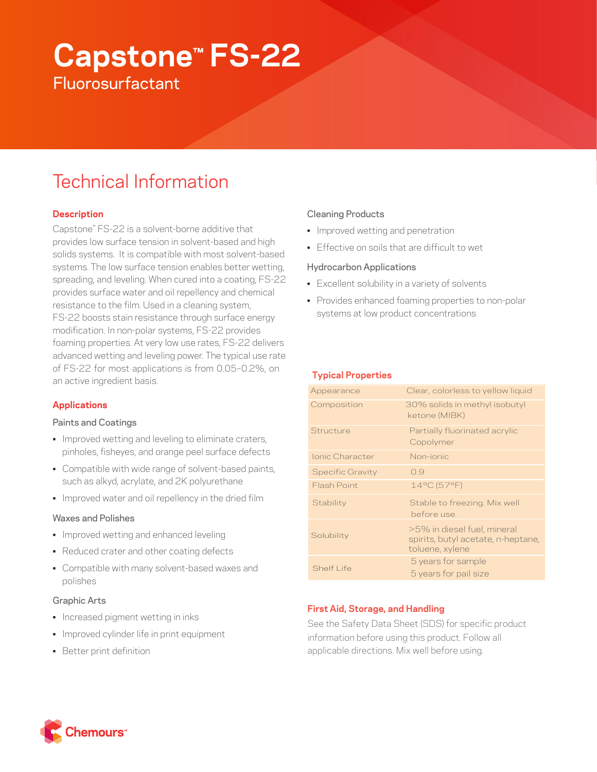# Capstone™ FS-22

Fluorosurfactant

## Technical Information

### Description

Capstone™ FS-22 is a solvent-borne additive that provides low surface tension in solvent-based and high solids systems. It is compatible with most solvent-based systems. The low surface tension enables better wetting, spreading, and leveling. When cured into a coating, FS-22 provides surface water and oil repellency and chemical resistance to the film. Used in a cleaning system, FS-22 boosts stain resistance through surface energy modification. In non-polar systems, FS-22 provides foaming properties. At very low use rates, FS-22 delivers advanced wetting and leveling power. The typical use rate of FS-22 for most applications is from 0.05–0.2%, on an active ingredient basis.

### Applications

#### Paints and Coatings

- Improved wetting and leveling to eliminate craters, pinholes, fisheyes, and orange peel surface defects
- Compatible with wide range of solvent-based paints, such as alkyd, acrylate, and 2K polyurethane
- Improved water and oil repellency in the dried film

#### Waxes and Polishes

- Improved wetting and enhanced leveling
- Reduced crater and other coating defects
- Compatible with many solvent-based waxes and polishes

#### Graphic Arts

- Increased pigment wetting in inks
- Improved cylinder life in print equipment
- Better print definition

#### Cleaning Products

- Improved wetting and penetration
- Effective on soils that are difficult to wet

#### Hydrocarbon Applications

- Excellent solubility in a variety of solvents
- Provides enhanced foaming properties to non-polar systems at low product concentrations

### Typical Properties

| Property | Value |
|---|---|
| Appearance | Clear, colorless to yellow liquid |
| Composition | 30% solids in methyl isobutyl ketone (MIBK) |
| Structure | Partially fluorinated acrylic Copolymer |
| Ionic Character | Non-ionic |
| Specific Gravity | 0.9 |
| Flash Point | 14°C (57°F) |
| Stability | Stable to freezing. Mix well before use. |
| Solubility | >5% in diesel fuel, mineral spirits, butyl acetate, n-heptane, toluene, xylene |
| Shelf Life | 5 years for sample<br>5 years for pail size |

### First Aid, Storage, and Handling

See the Safety Data Sheet (SDS) for specific product information before using this product. Follow all applicable directions. Mix well before using.

Chemours™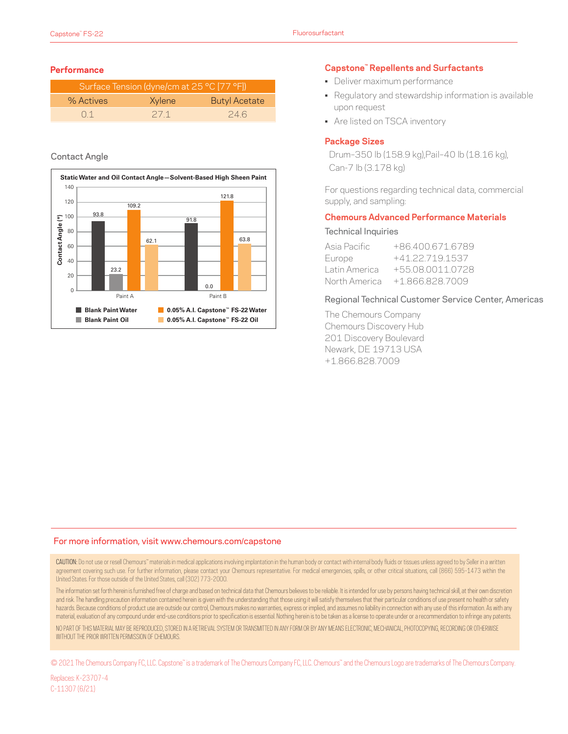## Performance

| Surface Tension (dyne/cm at 25 °C [77 °F]) | | |
|---|---|---|
| % Actives | Xylene | Butyl Acetate |
| 0.1 | 27.1 | 24.6 |

Contact Angle

Static Water and Oil Contact Angle—Solvent-Based High Sheen Paint

Contact Angle (°)

140
120
100
80
60
40
20
0

93.8
23.2
109.2
62.1
91.8
0.0
121.8
63.8

Paint A
Paint B

Blank Paint Water
Blank Paint Oil
0.05% A.I. Capstone™ FS-22 Water
0.05% A.I. Capstone™ FS-22 Oil

## Capstone™ Repellents and Surfactants

- Deliver maximum performance
- Regulatory and stewardship information is available upon request
- Are listed on TSCA inventory

## Package Sizes

Drum–350 lb (158.9 kg),Pail–40 lb (18.16 kg), Can-7 lb (3.178 kg)

For questions regarding technical data, commercial supply, and sampling:

## Chemours Advanced Performance Materials

Technical Inquiries

| | |
|---|---|
| Asia Pacific | +86.400.671.6789 |
| Europe | +41.22.719.1537 |
| Latin America | +55.08.0011.0728 |
| North America | +1.866.828.7009 |

Regional Technical Customer Service Center, Americas

The Chemours Company
Chemours Discovery Hub
201 Discovery Boulevard
Newark, DE 19713 USA
+1.866.828.7009

For more information, visit www.chemours.com/capstone

CAUTION: Do not use or resell Chemours™ materials in medical applications involving implantation in the human body or contact with internal body fluids or tissues unless agreed to by Seller in a written agreement covering such use. For further information, please contact your Chemours representative. For medical emergencies, spills, or other critical situations, call (866) 595-1473 within the United States. For those outside of the United States, call (302) 773-2000.

The information set forth herein is furnished free of charge and based on technical data that Chemours believes to be reliable. It is intended for use by persons having technical skill, at their own discretion and risk. The handling precaution information contained herein is given with the understanding that those using it will satisfy themselves that their particular conditions of use present no health or safety hazards. Because conditions of product use are outside our control, Chemours makes no warranties, express or implied, and assumes no liability in connection with any use of this information. As with any material, evaluation of any compound under end-use conditions prior to specification is essential. Nothing herein is to be taken as a license to operate under or a recommendation to infringe any patents.

NO PART OF THIS MATERIAL MAY BE REPRODUCED, STORED IN A RETRIEVAL SYSTEM OR TRANSMITTED IN ANY FORM OR BY ANY MEANS ELECTRONIC, MECHANICAL, PHOTOCOPYING, RECORDING OR OTHERWISE WITHOUT THE PRIOR WRITTEN PERMISSION OF CHEMOURS.

© 2021 The Chemours Company FC, LLC. Capstone™ is a trademark of The Chemours Company FC, LLC. Chemours™ and the Chemours Logo are trademarks of The Chemours Company.

Replaces: K-23707-4
C-11307 (6/21)